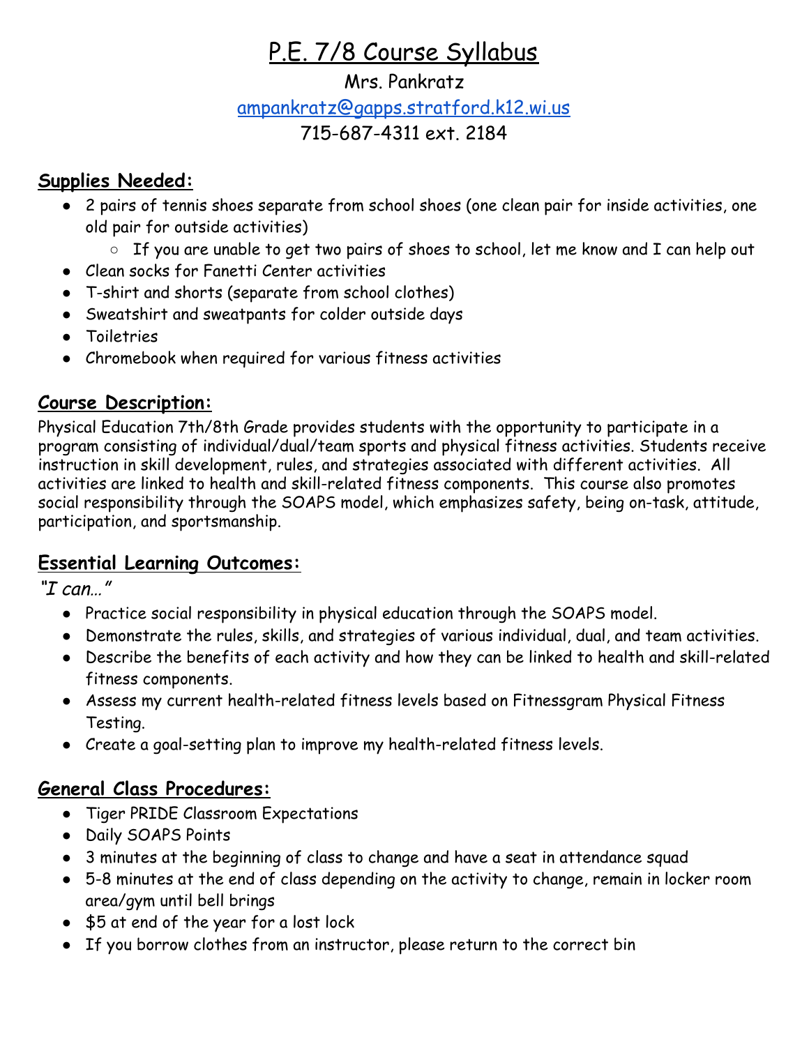# P.E. 7/8 Course Syllabus

Mrs. Pankratz

ampankratz@gapps.stratford.k12.wi.us

715-687-4311 ext. 2184

## Supplies Needed:

- 2 pairs of tennis shoes separate from school shoes (one clean pair for inside activities, one old pair for outside activities)
  - If you are unable to get two pairs of shoes to school, let me know and I can help out
- Clean socks for Fanetti Center activities
- T-shirt and shorts (separate from school clothes)
- Sweatshirt and sweatpants for colder outside days
- Toiletries
- Chromebook when required for various fitness activities

## Course Description:

Physical Education 7th/8th Grade provides students with the opportunity to participate in a program consisting of individual/dual/team sports and physical fitness activities. Students receive instruction in skill development, rules, and strategies associated with different activities. All activities are linked to health and skill-related fitness components. This course also promotes social responsibility through the SOAPS model, which emphasizes safety, being on-task, attitude, participation, and sportsmanship.

## Essential Learning Outcomes:

*"I can…"*

- Practice social responsibility in physical education through the SOAPS model.
- Demonstrate the rules, skills, and strategies of various individual, dual, and team activities.
- Describe the benefits of each activity and how they can be linked to health and skill-related fitness components.
- Assess my current health-related fitness levels based on Fitnessgram Physical Fitness Testing.
- Create a goal-setting plan to improve my health-related fitness levels.

## General Class Procedures:

- Tiger PRIDE Classroom Expectations
- Daily SOAPS Points
- 3 minutes at the beginning of class to change and have a seat in attendance squad
- 5-8 minutes at the end of class depending on the activity to change, remain in locker room area/gym until bell brings
- $5 at end of the year for a lost lock
- If you borrow clothes from an instructor, please return to the correct bin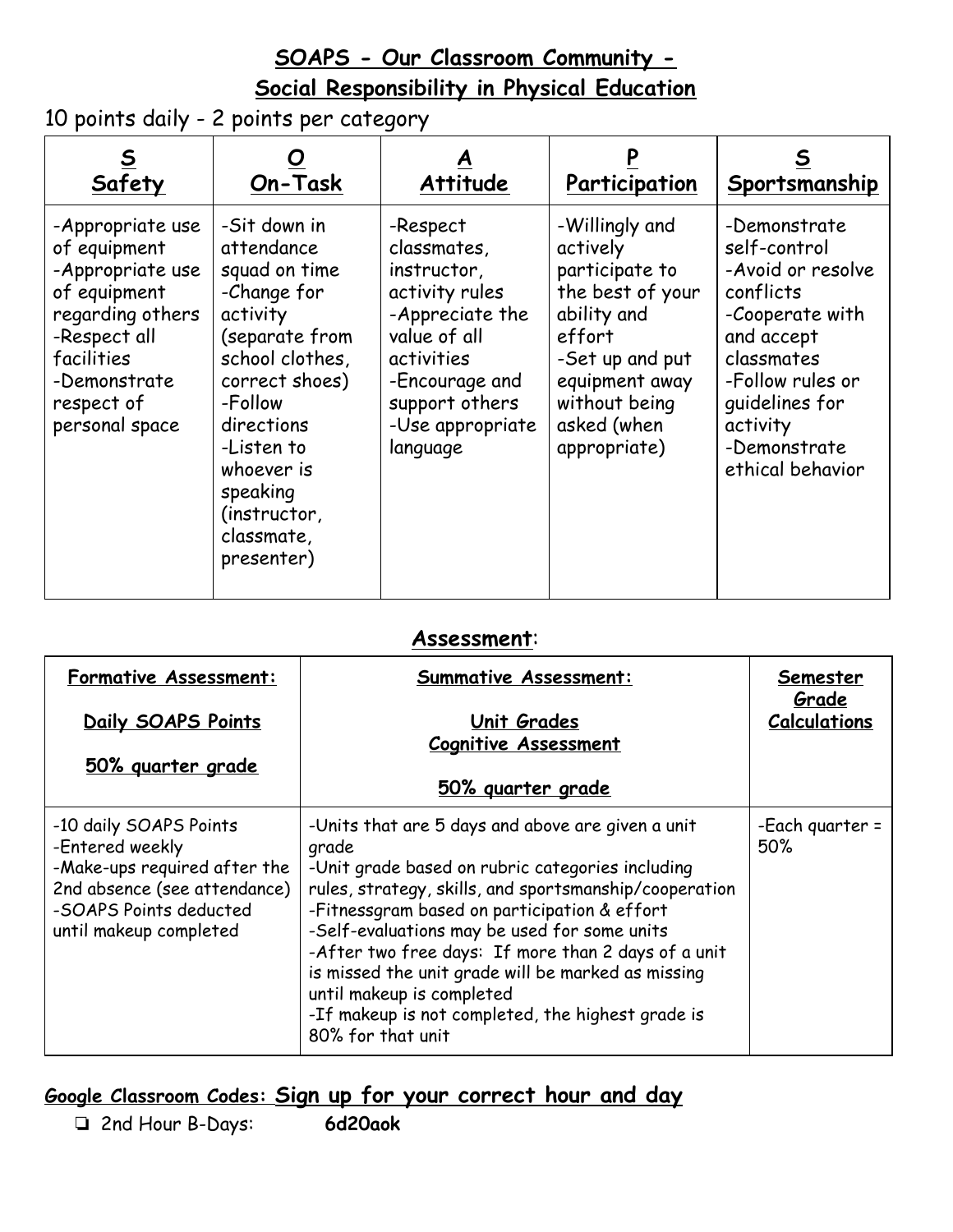## SOAPS - Our Classroom Community - Social Responsibility in Physical Education

10 points daily - 2 points per category

| **S** Safety | **O** On-Task | **A** Attitude | **P** Participation | **S** Sportsmanship |
|---|---|---|---|---|
| -Appropriate use of equipment<br>-Appropriate use of equipment regarding others<br>-Respect all facilities<br>-Demonstrate respect of personal space | -Sit down in attendance squad on time<br>-Change for activity (separate from school clothes, correct shoes)<br>-Follow directions<br>-Listen to whoever is speaking (instructor, classmate, presenter) | -Respect classmates, instructor, activity rules<br>-Appreciate the value of all activities<br>-Encourage and support others<br>-Use appropriate language | -Willingly and actively participate to the best of your ability and effort<br>-Set up and put equipment away without being asked (when appropriate) | -Demonstrate self-control<br>-Avoid or resolve conflicts<br>-Cooperate with and accept classmates<br>-Follow rules or guidelines for activity<br>-Demonstrate ethical behavior |

## Assessment:

| **Formative Assessment:**<br><br>**Daily SOAPS Points**<br><br>**50% quarter grade** | **Summative Assessment:**<br><br>**Unit Grades**<br>**Cognitive Assessment**<br><br>**50% quarter grade** | **Semester Grade Calculations** |
|---|---|---|
| -10 daily SOAPS Points<br>-Entered weekly<br>-Make-ups required after the 2nd absence (see attendance)<br>-SOAPS Points deducted until makeup completed | -Units that are 5 days and above are given a unit grade<br>-Unit grade based on rubric categories including rules, strategy, skills, and sportsmanship/cooperation<br>-Fitnessgram based on participation & effort<br>-Self-evaluations may be used for some units<br>-After two free days: If more than 2 days of a unit is missed the unit grade will be marked as missing until makeup is completed<br>-If makeup is not completed, the highest grade is 80% for that unit | -Each quarter = 50% |

### Google Classroom Codes: Sign up for your correct hour and day

- ❏ 2nd Hour B-Days: **6d20aok**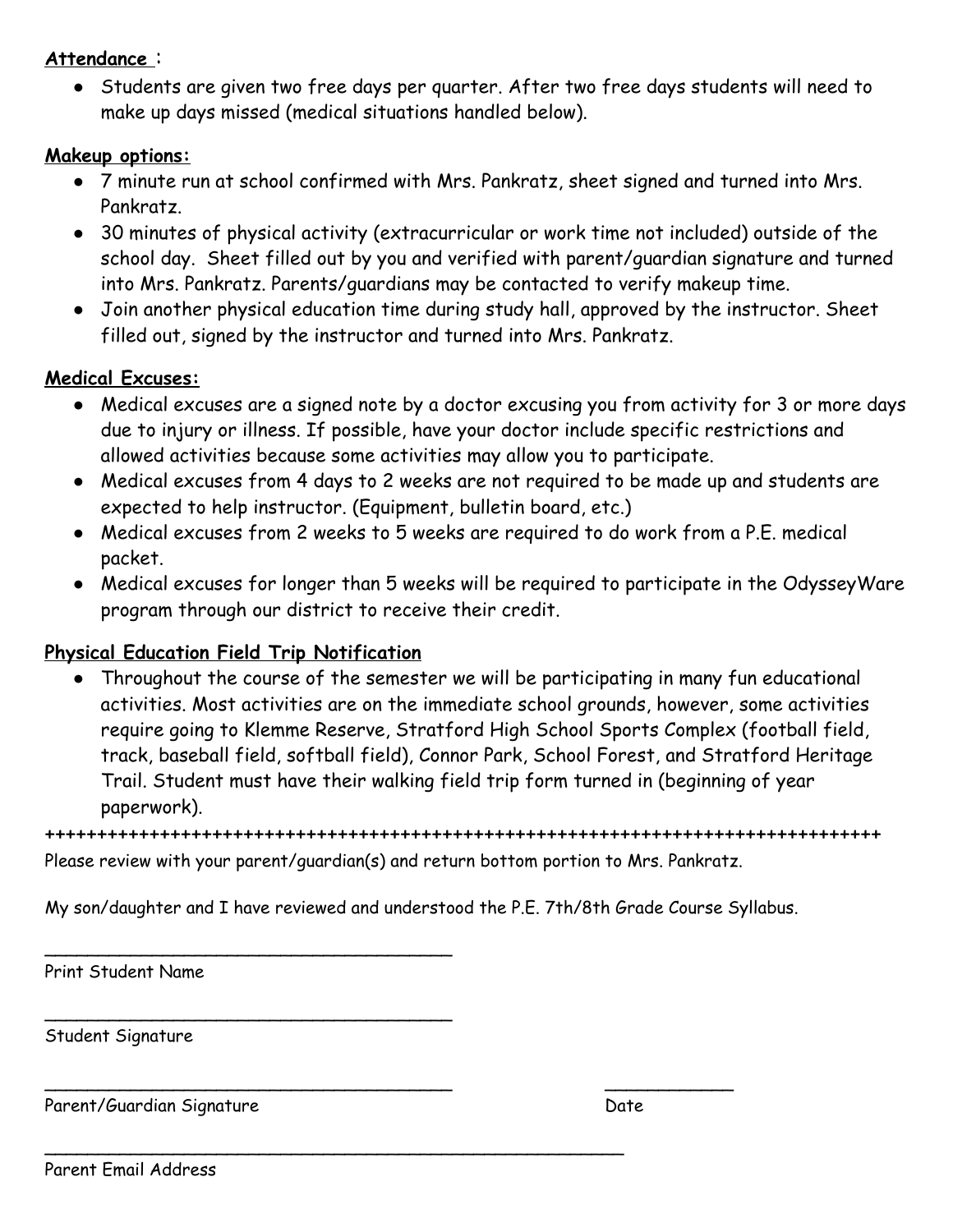**Attendance :**

- Students are given two free days per quarter. After two free days students will need to make up days missed (medical situations handled below).

**Makeup options:**

- 7 minute run at school confirmed with Mrs. Pankratz, sheet signed and turned into Mrs. Pankratz.
- 30 minutes of physical activity (extracurricular or work time not included) outside of the school day. Sheet filled out by you and verified with parent/guardian signature and turned into Mrs. Pankratz. Parents/guardians may be contacted to verify makeup time.
- Join another physical education time during study hall, approved by the instructor. Sheet filled out, signed by the instructor and turned into Mrs. Pankratz.

**Medical Excuses:**

- Medical excuses are a signed note by a doctor excusing you from activity for 3 or more days due to injury or illness. If possible, have your doctor include specific restrictions and allowed activities because some activities may allow you to participate.
- Medical excuses from 4 days to 2 weeks are not required to be made up and students are expected to help instructor. (Equipment, bulletin board, etc.)
- Medical excuses from 2 weeks to 5 weeks are required to do work from a P.E. medical packet.
- Medical excuses for longer than 5 weeks will be required to participate in the OdysseyWare program through our district to receive their credit.

**Physical Education Field Trip Notification**

- Throughout the course of the semester we will be participating in many fun educational activities. Most activities are on the immediate school grounds, however, some activities require going to Klemme Reserve, Stratford High School Sports Complex (football field, track, baseball field, softball field), Connor Park, School Forest, and Stratford Heritage Trail. Student must have their walking field trip form turned in (beginning of year paperwork).

++++++++++++++++++++++++++++++++++++++++++++++++++++++++++++++++++++++++++++++++++++++

Please review with your parent/guardian(s) and return bottom portion to Mrs. Pankratz.

My son/daughter and I have reviewed and understood the P.E. 7th/8th Grade Course Syllabus.

______________________________________

Print Student Name

______________________________________

Student Signature

______________________________________ ____________

Parent/Guardian Signature Date

______________________________________________________

Parent Email Address